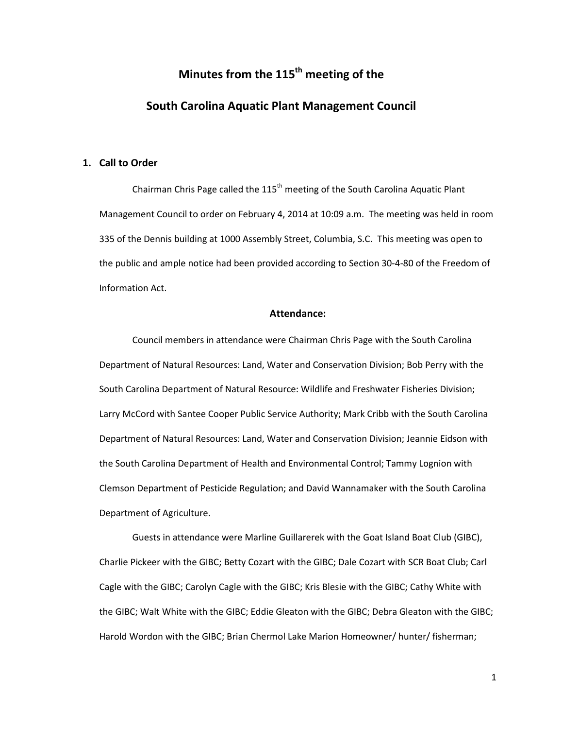# Minutes from the 115th meeting of the

# South Carolina Aquatic Plant Management Council

## 1. Call to Order

Chairman Chris Page called the 115th meeting of the South Carolina Aquatic Plant Management Council to order on February 4, 2014 at 10:09 a.m. The meeting was held in room 335 of the Dennis building at 1000 Assembly Street, Columbia, S.C. This meeting was open to the public and ample notice had been provided according to Section 30-4-80 of the Freedom of Information Act.

### Attendance:

Council members in attendance were Chairman Chris Page with the South Carolina Department of Natural Resources: Land, Water and Conservation Division; Bob Perry with the South Carolina Department of Natural Resource: Wildlife and Freshwater Fisheries Division; Larry McCord with Santee Cooper Public Service Authority; Mark Cribb with the South Carolina Department of Natural Resources: Land, Water and Conservation Division; Jeannie Eidson with the South Carolina Department of Health and Environmental Control; Tammy Lognion with Clemson Department of Pesticide Regulation; and David Wannamaker with the South Carolina Department of Agriculture.

Guests in attendance were Marline Guillarerek with the Goat Island Boat Club (GIBC), Charlie Pickeer with the GIBC; Betty Cozart with the GIBC; Dale Cozart with SCR Boat Club; Carl Cagle with the GIBC; Carolyn Cagle with the GIBC; Kris Blesie with the GIBC; Cathy White with the GIBC; Walt White with the GIBC; Eddie Gleaton with the GIBC; Debra Gleaton with the GIBC; Harold Wordon with the GIBC; Brian Chermol Lake Marion Homeowner/ hunter/ fisherman;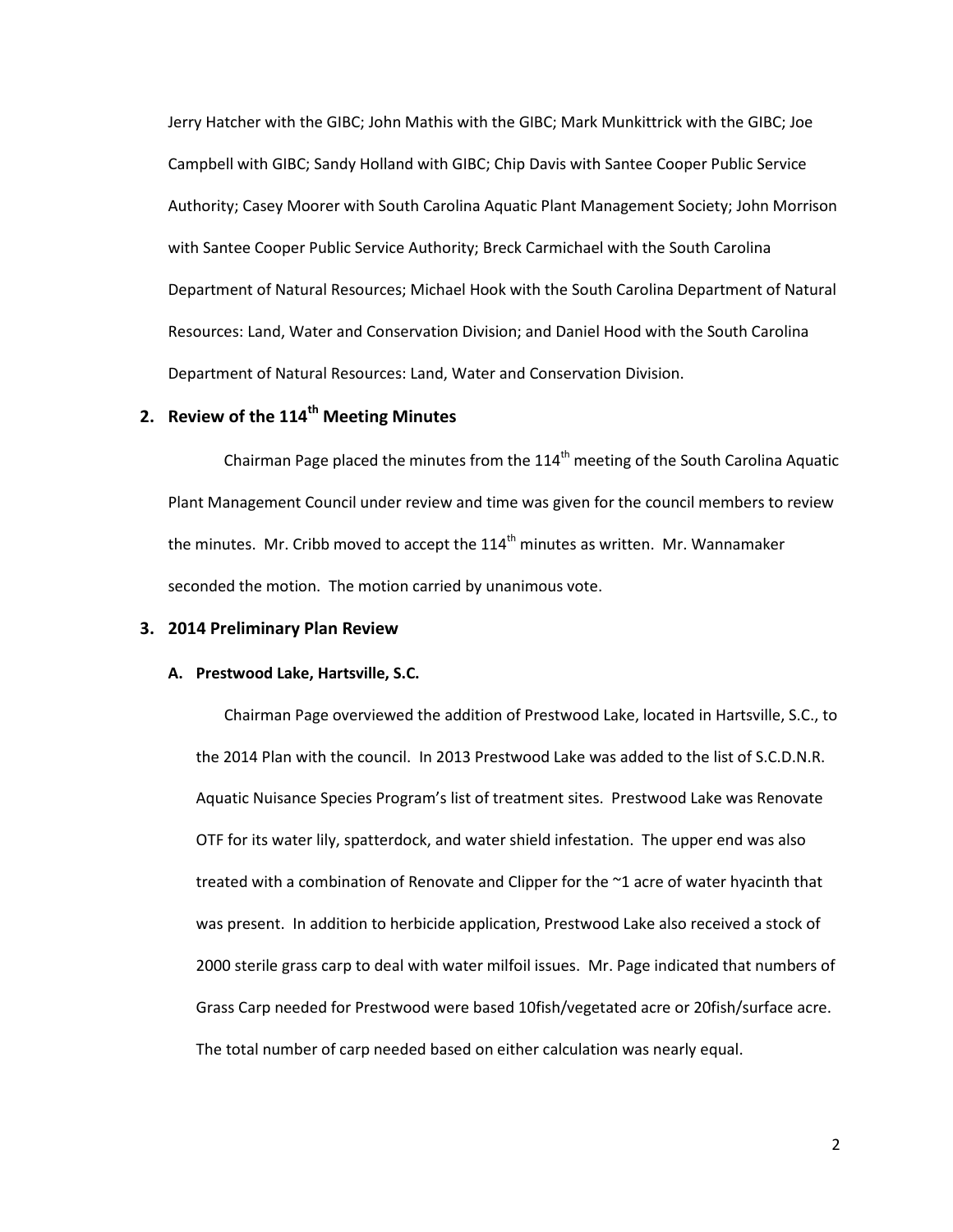Jerry Hatcher with the GIBC; John Mathis with the GIBC; Mark Munkittrick with the GIBC; Joe Campbell with GIBC; Sandy Holland with GIBC; Chip Davis with Santee Cooper Public Service Authority; Casey Moorer with South Carolina Aquatic Plant Management Society; John Morrison with Santee Cooper Public Service Authority; Breck Carmichael with the South Carolina Department of Natural Resources; Michael Hook with the South Carolina Department of Natural Resources: Land, Water and Conservation Division; and Daniel Hood with the South Carolina Department of Natural Resources: Land, Water and Conservation Division.

## 2. Review of the 114th Meeting Minutes

Chairman Page placed the minutes from the 114th meeting of the South Carolina Aquatic Plant Management Council under review and time was given for the council members to review the minutes. Mr. Cribb moved to accept the 114th minutes as written. Mr. Wannamaker seconded the motion. The motion carried by unanimous vote.

## 3. 2014 Preliminary Plan Review

### A. Prestwood Lake, Hartsville, S.C.

Chairman Page overviewed the addition of Prestwood Lake, located in Hartsville, S.C., to the 2014 Plan with the council. In 2013 Prestwood Lake was added to the list of S.C.D.N.R. Aquatic Nuisance Species Program's list of treatment sites. Prestwood Lake was Renovate OTF for its water lily, spatterdock, and water shield infestation. The upper end was also treated with a combination of Renovate and Clipper for the ~1 acre of water hyacinth that was present. In addition to herbicide application, Prestwood Lake also received a stock of 2000 sterile grass carp to deal with water milfoil issues. Mr. Page indicated that numbers of Grass Carp needed for Prestwood were based 10fish/vegetated acre or 20fish/surface acre. The total number of carp needed based on either calculation was nearly equal.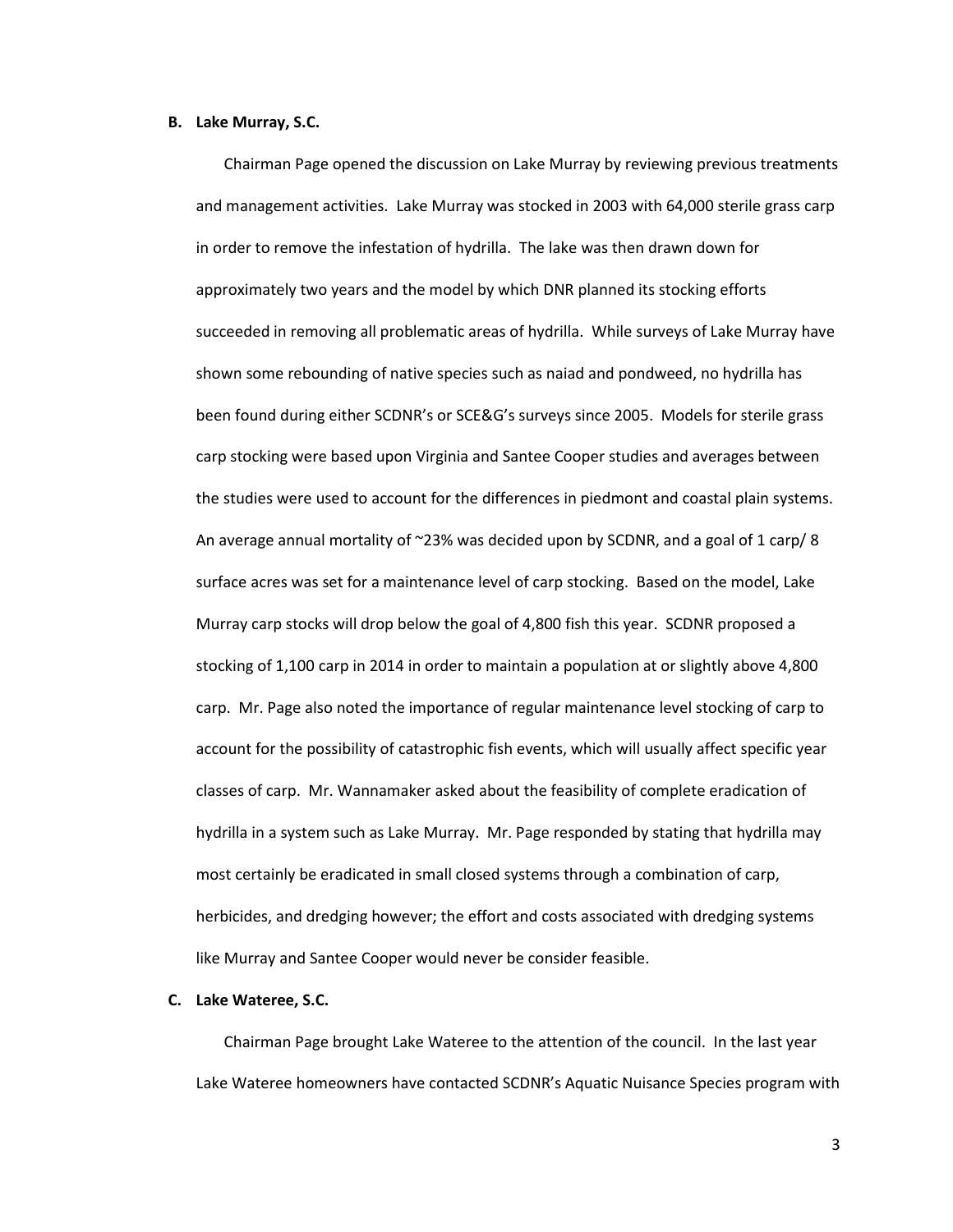**B. Lake Murray, S.C.**

Chairman Page opened the discussion on Lake Murray by reviewing previous treatments and management activities. Lake Murray was stocked in 2003 with 64,000 sterile grass carp in order to remove the infestation of hydrilla. The lake was then drawn down for approximately two years and the model by which DNR planned its stocking efforts succeeded in removing all problematic areas of hydrilla. While surveys of Lake Murray have shown some rebounding of native species such as naiad and pondweed, no hydrilla has been found during either SCDNR's or SCE&G's surveys since 2005. Models for sterile grass carp stocking were based upon Virginia and Santee Cooper studies and averages between the studies were used to account for the differences in piedmont and coastal plain systems. An average annual mortality of ~23% was decided upon by SCDNR, and a goal of 1 carp/ 8 surface acres was set for a maintenance level of carp stocking. Based on the model, Lake Murray carp stocks will drop below the goal of 4,800 fish this year. SCDNR proposed a stocking of 1,100 carp in 2014 in order to maintain a population at or slightly above 4,800 carp. Mr. Page also noted the importance of regular maintenance level stocking of carp to account for the possibility of catastrophic fish events, which will usually affect specific year classes of carp. Mr. Wannamaker asked about the feasibility of complete eradication of hydrilla in a system such as Lake Murray. Mr. Page responded by stating that hydrilla may most certainly be eradicated in small closed systems through a combination of carp, herbicides, and dredging however; the effort and costs associated with dredging systems like Murray and Santee Cooper would never be consider feasible.

**C. Lake Wateree, S.C.**

Chairman Page brought Lake Wateree to the attention of the council. In the last year Lake Wateree homeowners have contacted SCDNR's Aquatic Nuisance Species program with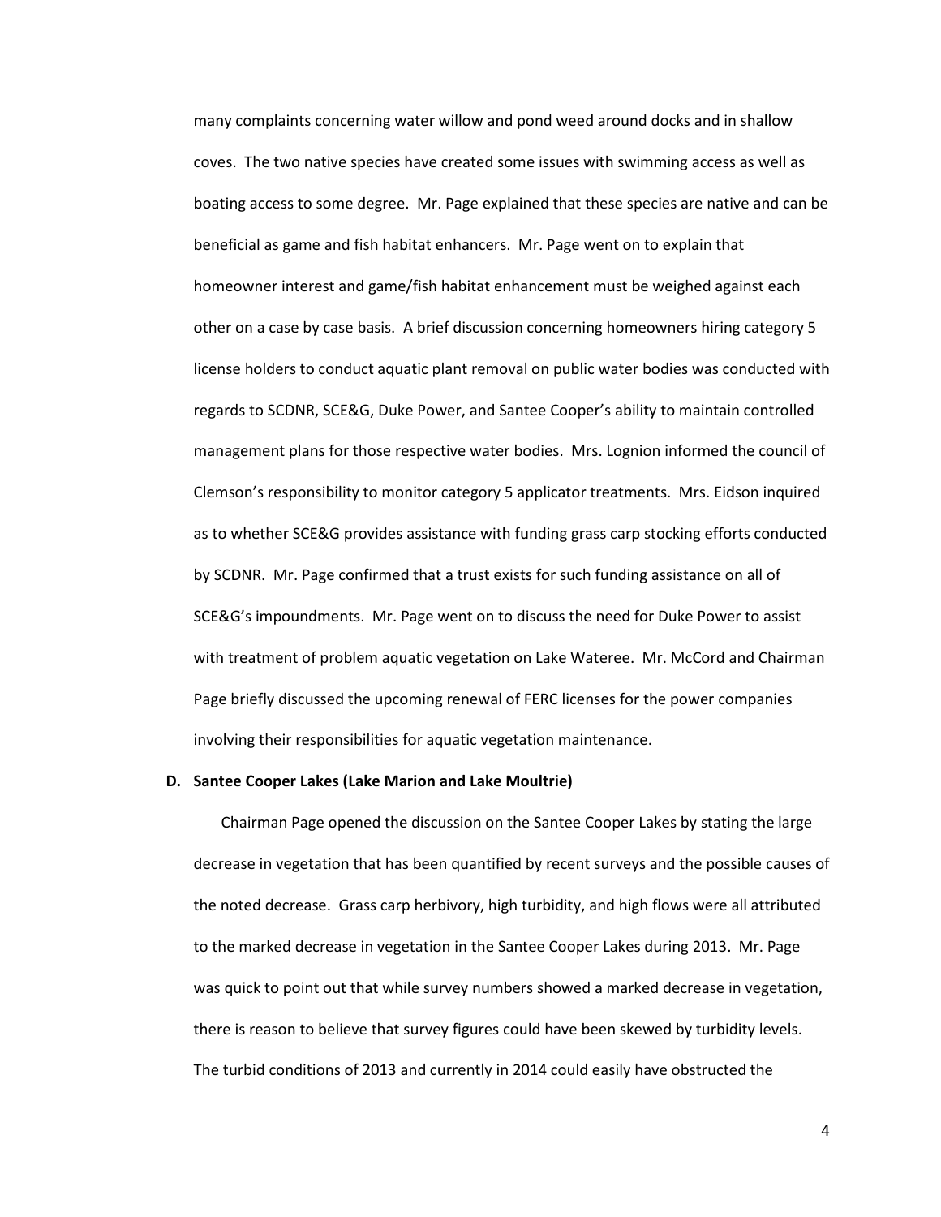many complaints concerning water willow and pond weed around docks and in shallow coves. The two native species have created some issues with swimming access as well as boating access to some degree. Mr. Page explained that these species are native and can be beneficial as game and fish habitat enhancers. Mr. Page went on to explain that homeowner interest and game/fish habitat enhancement must be weighed against each other on a case by case basis. A brief discussion concerning homeowners hiring category 5 license holders to conduct aquatic plant removal on public water bodies was conducted with regards to SCDNR, SCE&G, Duke Power, and Santee Cooper's ability to maintain controlled management plans for those respective water bodies. Mrs. Lognion informed the council of Clemson's responsibility to monitor category 5 applicator treatments. Mrs. Eidson inquired as to whether SCE&G provides assistance with funding grass carp stocking efforts conducted by SCDNR. Mr. Page confirmed that a trust exists for such funding assistance on all of SCE&G's impoundments. Mr. Page went on to discuss the need for Duke Power to assist with treatment of problem aquatic vegetation on Lake Wateree. Mr. McCord and Chairman Page briefly discussed the upcoming renewal of FERC licenses for the power companies involving their responsibilities for aquatic vegetation maintenance.

**D. Santee Cooper Lakes (Lake Marion and Lake Moultrie)**

Chairman Page opened the discussion on the Santee Cooper Lakes by stating the large decrease in vegetation that has been quantified by recent surveys and the possible causes of the noted decrease. Grass carp herbivory, high turbidity, and high flows were all attributed to the marked decrease in vegetation in the Santee Cooper Lakes during 2013. Mr. Page was quick to point out that while survey numbers showed a marked decrease in vegetation, there is reason to believe that survey figures could have been skewed by turbidity levels. The turbid conditions of 2013 and currently in 2014 could easily have obstructed the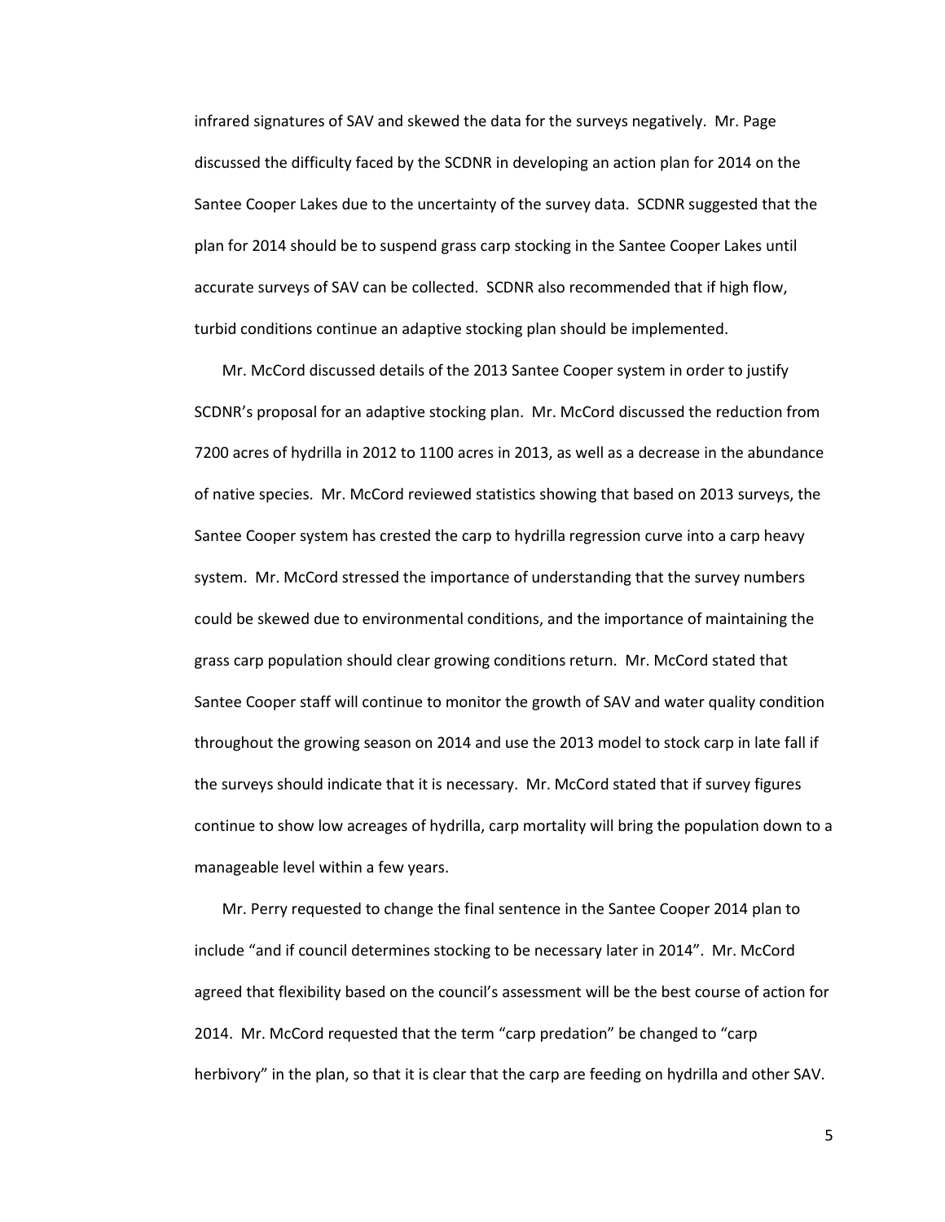infrared signatures of SAV and skewed the data for the surveys negatively. Mr. Page discussed the difficulty faced by the SCDNR in developing an action plan for 2014 on the Santee Cooper Lakes due to the uncertainty of the survey data. SCDNR suggested that the plan for 2014 should be to suspend grass carp stocking in the Santee Cooper Lakes until accurate surveys of SAV can be collected. SCDNR also recommended that if high flow, turbid conditions continue an adaptive stocking plan should be implemented.

Mr. McCord discussed details of the 2013 Santee Cooper system in order to justify SCDNR's proposal for an adaptive stocking plan. Mr. McCord discussed the reduction from 7200 acres of hydrilla in 2012 to 1100 acres in 2013, as well as a decrease in the abundance of native species. Mr. McCord reviewed statistics showing that based on 2013 surveys, the Santee Cooper system has crested the carp to hydrilla regression curve into a carp heavy system. Mr. McCord stressed the importance of understanding that the survey numbers could be skewed due to environmental conditions, and the importance of maintaining the grass carp population should clear growing conditions return. Mr. McCord stated that Santee Cooper staff will continue to monitor the growth of SAV and water quality condition throughout the growing season on 2014 and use the 2013 model to stock carp in late fall if the surveys should indicate that it is necessary. Mr. McCord stated that if survey figures continue to show low acreages of hydrilla, carp mortality will bring the population down to a manageable level within a few years.

Mr. Perry requested to change the final sentence in the Santee Cooper 2014 plan to include "and if council determines stocking to be necessary later in 2014". Mr. McCord agreed that flexibility based on the council's assessment will be the best course of action for 2014. Mr. McCord requested that the term "carp predation" be changed to "carp herbivory" in the plan, so that it is clear that the carp are feeding on hydrilla and other SAV.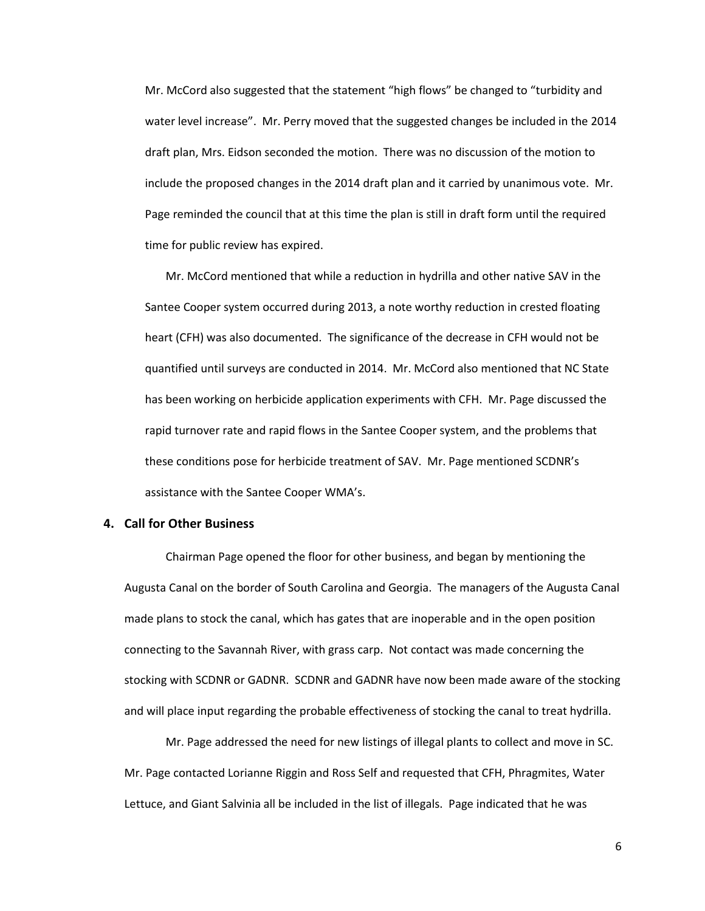Mr. McCord also suggested that the statement "high flows" be changed to "turbidity and water level increase". Mr. Perry moved that the suggested changes be included in the 2014 draft plan, Mrs. Eidson seconded the motion. There was no discussion of the motion to include the proposed changes in the 2014 draft plan and it carried by unanimous vote. Mr. Page reminded the council that at this time the plan is still in draft form until the required time for public review has expired.

Mr. McCord mentioned that while a reduction in hydrilla and other native SAV in the Santee Cooper system occurred during 2013, a note worthy reduction in crested floating heart (CFH) was also documented. The significance of the decrease in CFH would not be quantified until surveys are conducted in 2014. Mr. McCord also mentioned that NC State has been working on herbicide application experiments with CFH. Mr. Page discussed the rapid turnover rate and rapid flows in the Santee Cooper system, and the problems that these conditions pose for herbicide treatment of SAV. Mr. Page mentioned SCDNR's assistance with the Santee Cooper WMA's.

## 4. Call for Other Business

Chairman Page opened the floor for other business, and began by mentioning the Augusta Canal on the border of South Carolina and Georgia. The managers of the Augusta Canal made plans to stock the canal, which has gates that are inoperable and in the open position connecting to the Savannah River, with grass carp. Not contact was made concerning the stocking with SCDNR or GADNR. SCDNR and GADNR have now been made aware of the stocking and will place input regarding the probable effectiveness of stocking the canal to treat hydrilla.

Mr. Page addressed the need for new listings of illegal plants to collect and move in SC. Mr. Page contacted Lorianne Riggin and Ross Self and requested that CFH, Phragmites, Water Lettuce, and Giant Salvinia all be included in the list of illegals. Page indicated that he was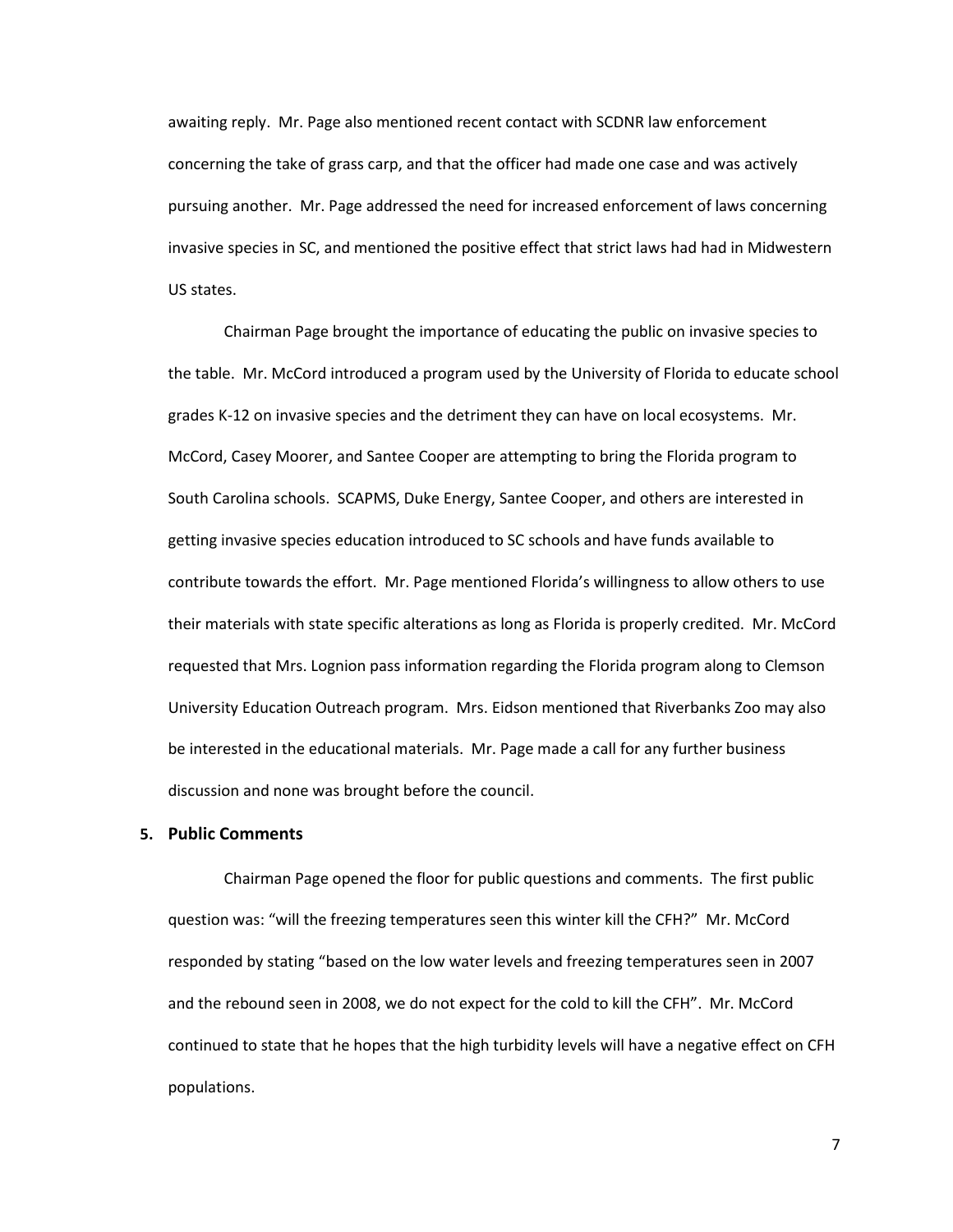awaiting reply. Mr. Page also mentioned recent contact with SCDNR law enforcement concerning the take of grass carp, and that the officer had made one case and was actively pursuing another. Mr. Page addressed the need for increased enforcement of laws concerning invasive species in SC, and mentioned the positive effect that strict laws had had in Midwestern US states.

Chairman Page brought the importance of educating the public on invasive species to the table. Mr. McCord introduced a program used by the University of Florida to educate school grades K-12 on invasive species and the detriment they can have on local ecosystems. Mr. McCord, Casey Moorer, and Santee Cooper are attempting to bring the Florida program to South Carolina schools. SCAPMS, Duke Energy, Santee Cooper, and others are interested in getting invasive species education introduced to SC schools and have funds available to contribute towards the effort. Mr. Page mentioned Florida's willingness to allow others to use their materials with state specific alterations as long as Florida is properly credited. Mr. McCord requested that Mrs. Lognion pass information regarding the Florida program along to Clemson University Education Outreach program. Mrs. Eidson mentioned that Riverbanks Zoo may also be interested in the educational materials. Mr. Page made a call for any further business discussion and none was brought before the council.

**5. Public Comments**

Chairman Page opened the floor for public questions and comments. The first public question was: "will the freezing temperatures seen this winter kill the CFH?" Mr. McCord responded by stating "based on the low water levels and freezing temperatures seen in 2007 and the rebound seen in 2008, we do not expect for the cold to kill the CFH". Mr. McCord continued to state that he hopes that the high turbidity levels will have a negative effect on CFH populations.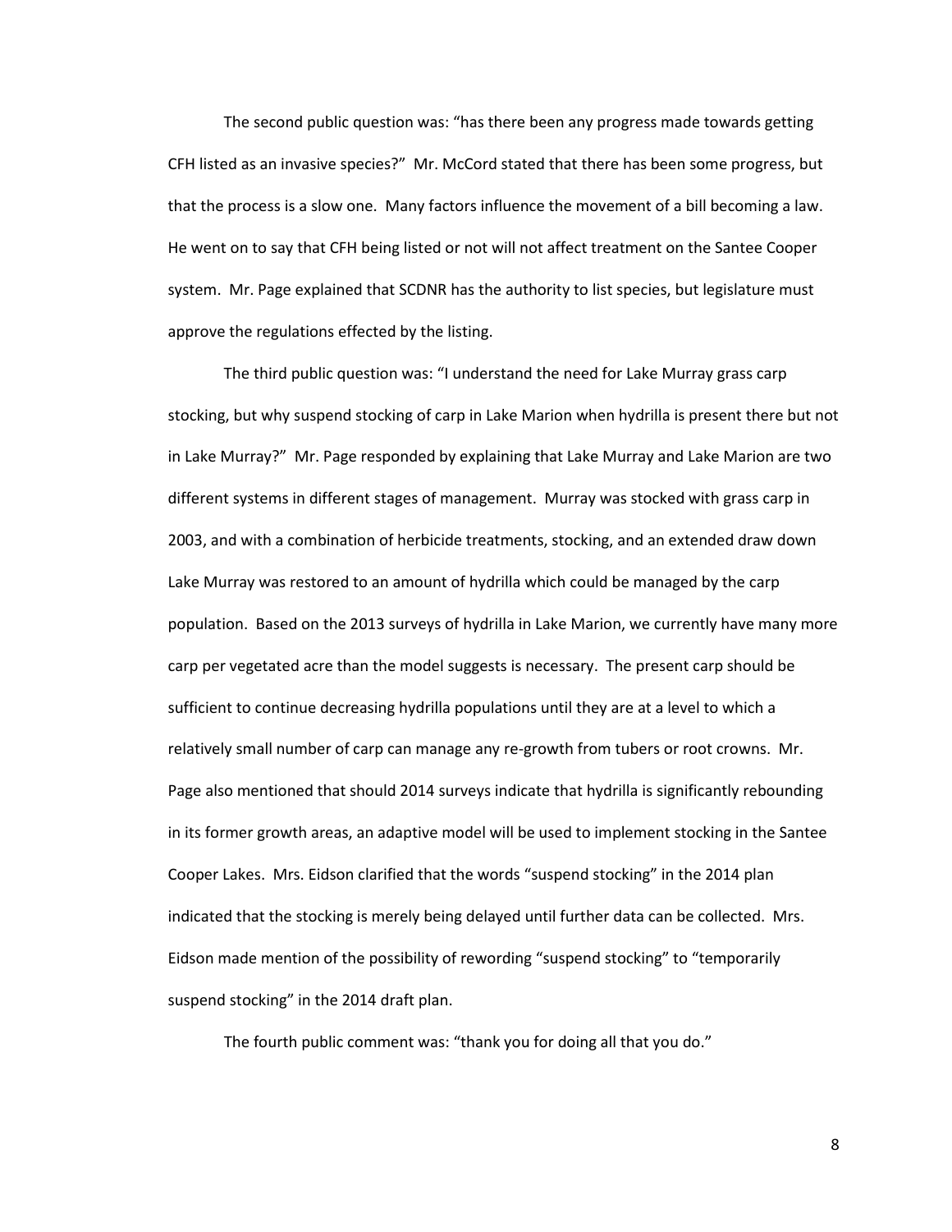The second public question was: "has there been any progress made towards getting CFH listed as an invasive species?" Mr. McCord stated that there has been some progress, but that the process is a slow one. Many factors influence the movement of a bill becoming a law. He went on to say that CFH being listed or not will not affect treatment on the Santee Cooper system. Mr. Page explained that SCDNR has the authority to list species, but legislature must approve the regulations effected by the listing.

The third public question was: "I understand the need for Lake Murray grass carp stocking, but why suspend stocking of carp in Lake Marion when hydrilla is present there but not in Lake Murray?" Mr. Page responded by explaining that Lake Murray and Lake Marion are two different systems in different stages of management. Murray was stocked with grass carp in 2003, and with a combination of herbicide treatments, stocking, and an extended draw down Lake Murray was restored to an amount of hydrilla which could be managed by the carp population. Based on the 2013 surveys of hydrilla in Lake Marion, we currently have many more carp per vegetated acre than the model suggests is necessary. The present carp should be sufficient to continue decreasing hydrilla populations until they are at a level to which a relatively small number of carp can manage any re-growth from tubers or root crowns. Mr. Page also mentioned that should 2014 surveys indicate that hydrilla is significantly rebounding in its former growth areas, an adaptive model will be used to implement stocking in the Santee Cooper Lakes. Mrs. Eidson clarified that the words "suspend stocking" in the 2014 plan indicated that the stocking is merely being delayed until further data can be collected. Mrs. Eidson made mention of the possibility of rewording "suspend stocking" to "temporarily suspend stocking" in the 2014 draft plan.

The fourth public comment was: "thank you for doing all that you do."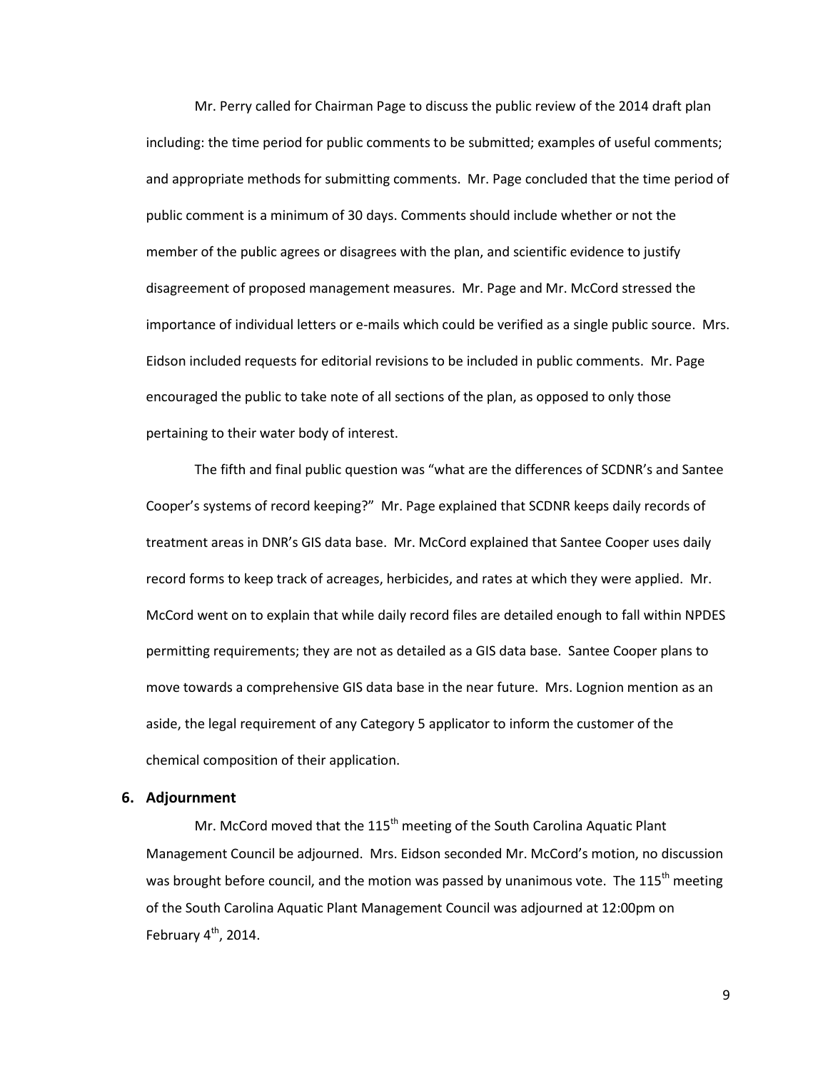Mr. Perry called for Chairman Page to discuss the public review of the 2014 draft plan including: the time period for public comments to be submitted; examples of useful comments; and appropriate methods for submitting comments. Mr. Page concluded that the time period of public comment is a minimum of 30 days. Comments should include whether or not the member of the public agrees or disagrees with the plan, and scientific evidence to justify disagreement of proposed management measures. Mr. Page and Mr. McCord stressed the importance of individual letters or e-mails which could be verified as a single public source. Mrs. Eidson included requests for editorial revisions to be included in public comments. Mr. Page encouraged the public to take note of all sections of the plan, as opposed to only those pertaining to their water body of interest.

The fifth and final public question was "what are the differences of SCDNR's and Santee Cooper's systems of record keeping?" Mr. Page explained that SCDNR keeps daily records of treatment areas in DNR's GIS data base. Mr. McCord explained that Santee Cooper uses daily record forms to keep track of acreages, herbicides, and rates at which they were applied. Mr. McCord went on to explain that while daily record files are detailed enough to fall within NPDES permitting requirements; they are not as detailed as a GIS data base. Santee Cooper plans to move towards a comprehensive GIS data base in the near future. Mrs. Lognion mention as an aside, the legal requirement of any Category 5 applicator to inform the customer of the chemical composition of their application.

## 6. Adjournment

Mr. McCord moved that the 115th meeting of the South Carolina Aquatic Plant Management Council be adjourned. Mrs. Eidson seconded Mr. McCord's motion, no discussion was brought before council, and the motion was passed by unanimous vote. The 115th meeting of the South Carolina Aquatic Plant Management Council was adjourned at 12:00pm on February 4th, 2014.